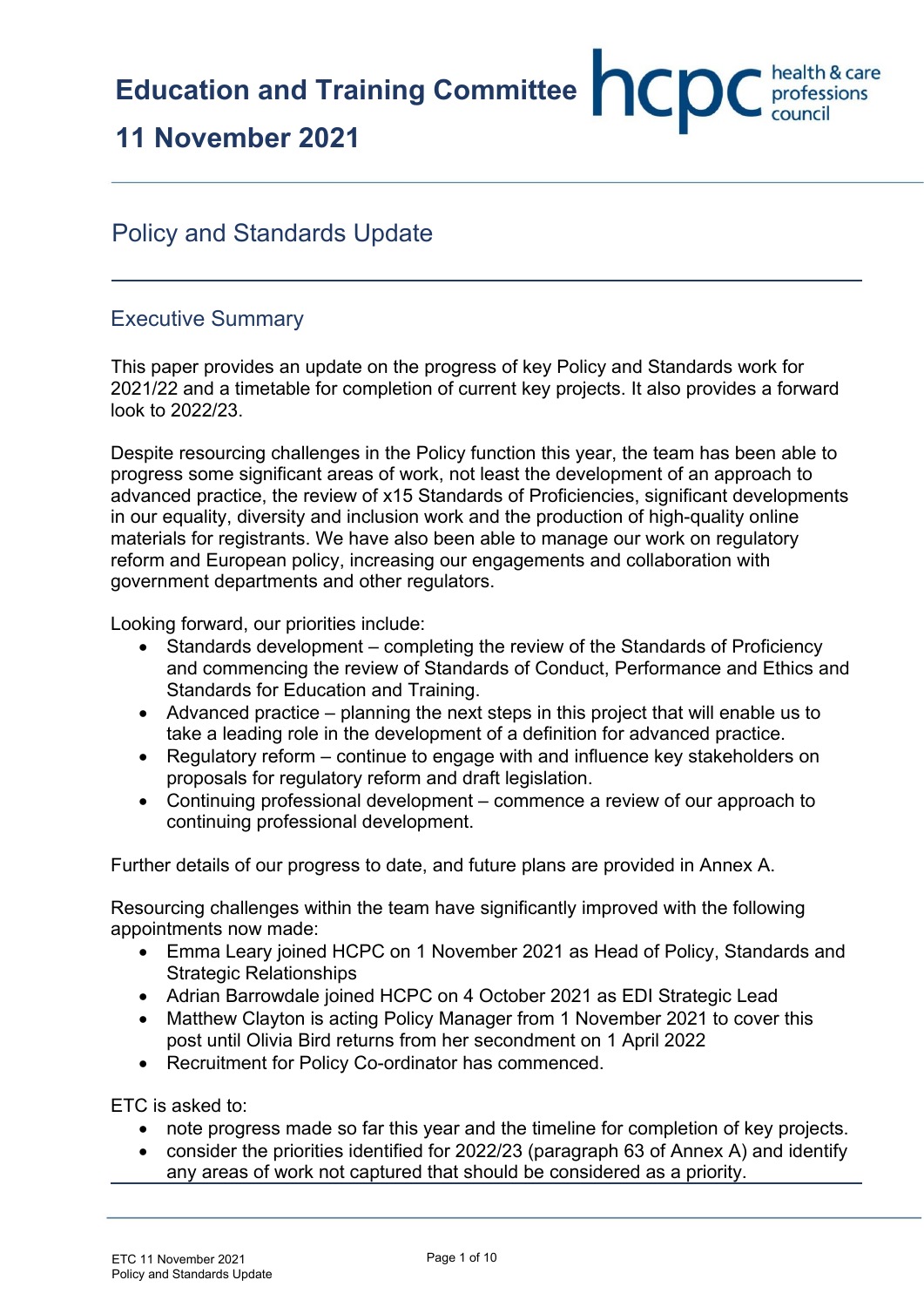# Education and Training Committee

# 11 November 2021

## Policy and Standards Update

### Executive Summary

This paper provides an update on the progress of key Policy and Standards work for 2021/22 and a timetable for completion of current key projects. It also provides a forward look to 2022/23.

Despite resourcing challenges in the Policy function this year, the team has been able to progress some significant areas of work, not least the development of an approach to advanced practice, the review of x15 Standards of Proficiencies, significant developments in our equality, diversity and inclusion work and the production of high-quality online materials for registrants. We have also been able to manage our work on regulatory reform and European policy, increasing our engagements and collaboration with government departments and other regulators.

Looking forward, our priorities include:

- Standards development – completing the review of the Standards of Proficiency and commencing the review of Standards of Conduct, Performance and Ethics and Standards for Education and Training.
- Advanced practice – planning the next steps in this project that will enable us to take a leading role in the development of a definition for advanced practice.
- Regulatory reform – continue to engage with and influence key stakeholders on proposals for regulatory reform and draft legislation.
- Continuing professional development – commence a review of our approach to continuing professional development.

Further details of our progress to date, and future plans are provided in Annex A.

Resourcing challenges within the team have significantly improved with the following appointments now made:

- Emma Leary joined HCPC on 1 November 2021 as Head of Policy, Standards and Strategic Relationships
- Adrian Barrowdale joined HCPC on 4 October 2021 as EDI Strategic Lead
- Matthew Clayton is acting Policy Manager from 1 November 2021 to cover this post until Olivia Bird returns from her secondment on 1 April 2022
- Recruitment for Policy Co-ordinator has commenced.

ETC is asked to:

- note progress made so far this year and the timeline for completion of key projects.
- consider the priorities identified for 2022/23 (paragraph 63 of Annex A) and identify any areas of work not captured that should be considered as a priority.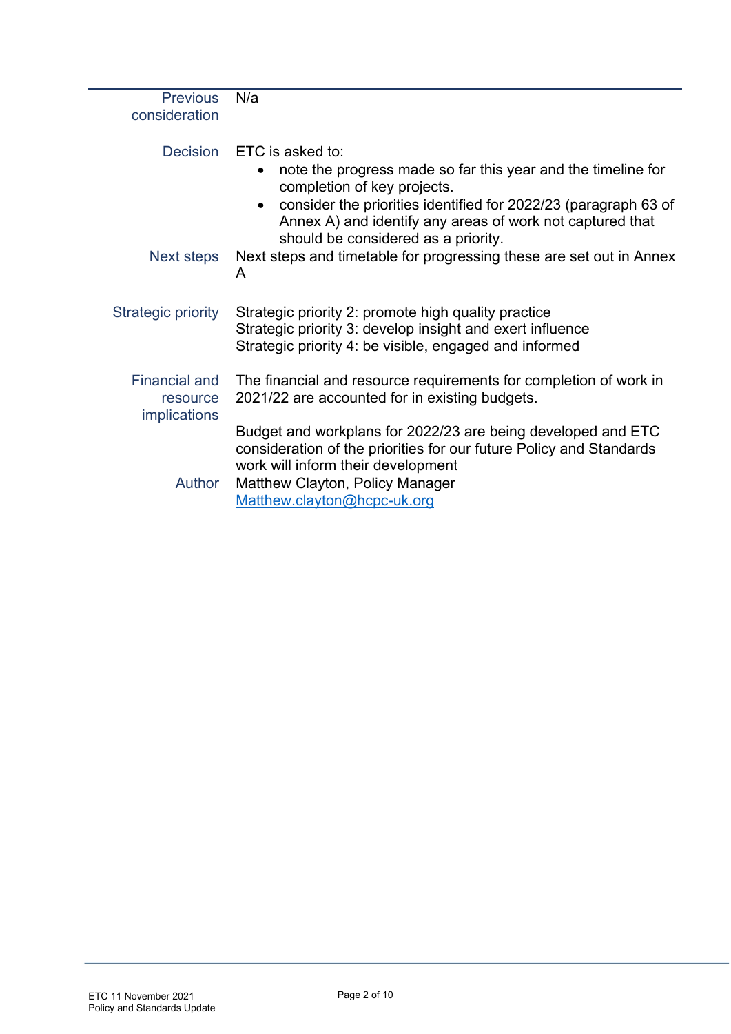| | |
|---|---|
| Previous consideration | N/a |
| Decision | ETC is asked to:<br>• note the progress made so far this year and the timeline for completion of key projects.<br>• consider the priorities identified for 2022/23 (paragraph 63 of Annex A) and identify any areas of work not captured that should be considered as a priority. |
| Next steps | Next steps and timetable for progressing these are set out in Annex A |
| Strategic priority | Strategic priority 2: promote high quality practice<br>Strategic priority 3: develop insight and exert influence<br>Strategic priority 4: be visible, engaged and informed |
| Financial and resource implications | The financial and resource requirements for completion of work in 2021/22 are accounted for in existing budgets.<br><br>Budget and workplans for 2022/23 are being developed and ETC consideration of the priorities for our future Policy and Standards work will inform their development |
| Author | Matthew Clayton, Policy Manager<br>Matthew.clayton@hcpc-uk.org |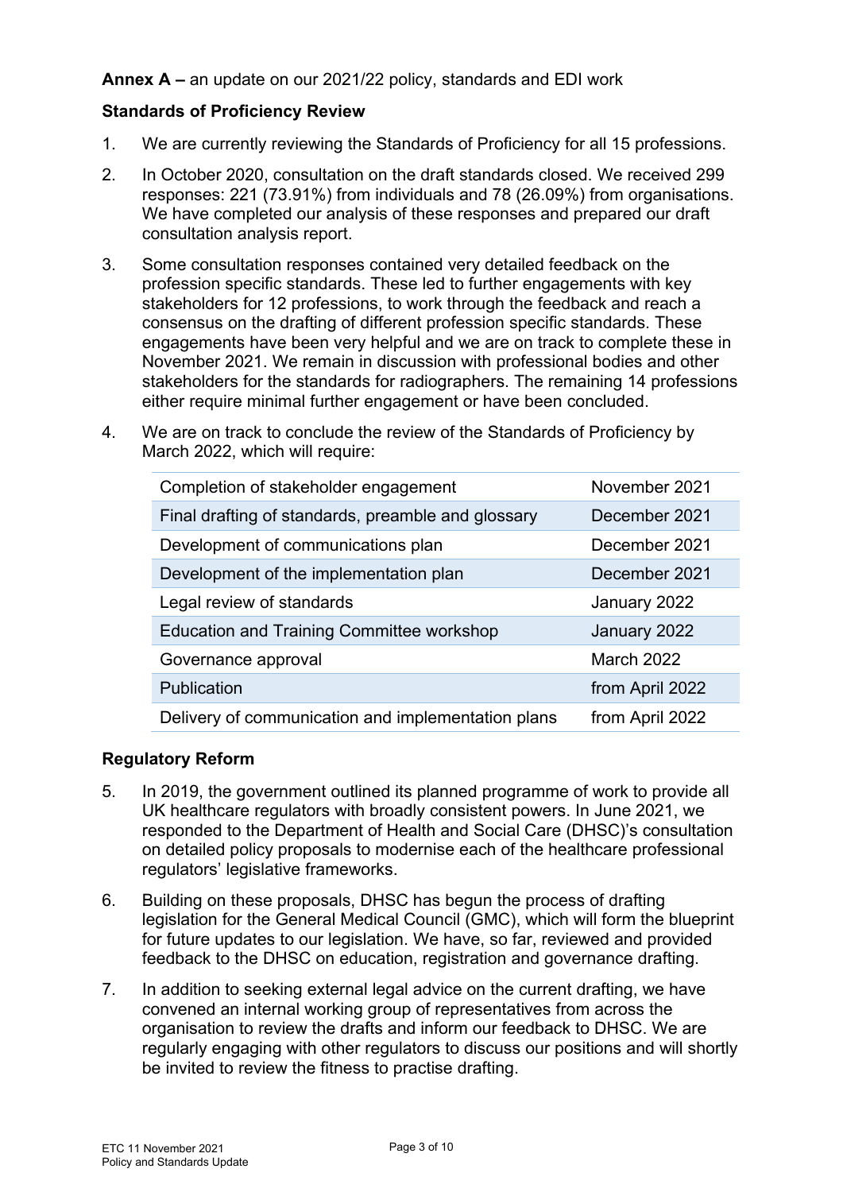**Annex A –** an update on our 2021/22 policy, standards and EDI work

**Standards of Proficiency Review**

1. We are currently reviewing the Standards of Proficiency for all 15 professions.

2. In October 2020, consultation on the draft standards closed. We received 299 responses: 221 (73.91%) from individuals and 78 (26.09%) from organisations. We have completed our analysis of these responses and prepared our draft consultation analysis report.

3. Some consultation responses contained very detailed feedback on the profession specific standards. These led to further engagements with key stakeholders for 12 professions, to work through the feedback and reach a consensus on the drafting of different profession specific standards. These engagements have been very helpful and we are on track to complete these in November 2021. We remain in discussion with professional bodies and other stakeholders for the standards for radiographers. The remaining 14 professions either require minimal further engagement or have been concluded.

4. We are on track to conclude the review of the Standards of Proficiency by March 2022, which will require:

| | |
|---|---|
| Completion of stakeholder engagement | November 2021 |
| Final drafting of standards, preamble and glossary | December 2021 |
| Development of communications plan | December 2021 |
| Development of the implementation plan | December 2021 |
| Legal review of standards | January 2022 |
| Education and Training Committee workshop | January 2022 |
| Governance approval | March 2022 |
| Publication | from April 2022 |
| Delivery of communication and implementation plans | from April 2022 |

**Regulatory Reform**

5. In 2019, the government outlined its planned programme of work to provide all UK healthcare regulators with broadly consistent powers. In June 2021, we responded to the Department of Health and Social Care (DHSC)'s consultation on detailed policy proposals to modernise each of the healthcare professional regulators' legislative frameworks.

6. Building on these proposals, DHSC has begun the process of drafting legislation for the General Medical Council (GMC), which will form the blueprint for future updates to our legislation. We have, so far, reviewed and provided feedback to the DHSC on education, registration and governance drafting.

7. In addition to seeking external legal advice on the current drafting, we have convened an internal working group of representatives from across the organisation to review the drafts and inform our feedback to DHSC. We are regularly engaging with other regulators to discuss our positions and will shortly be invited to review the fitness to practise drafting.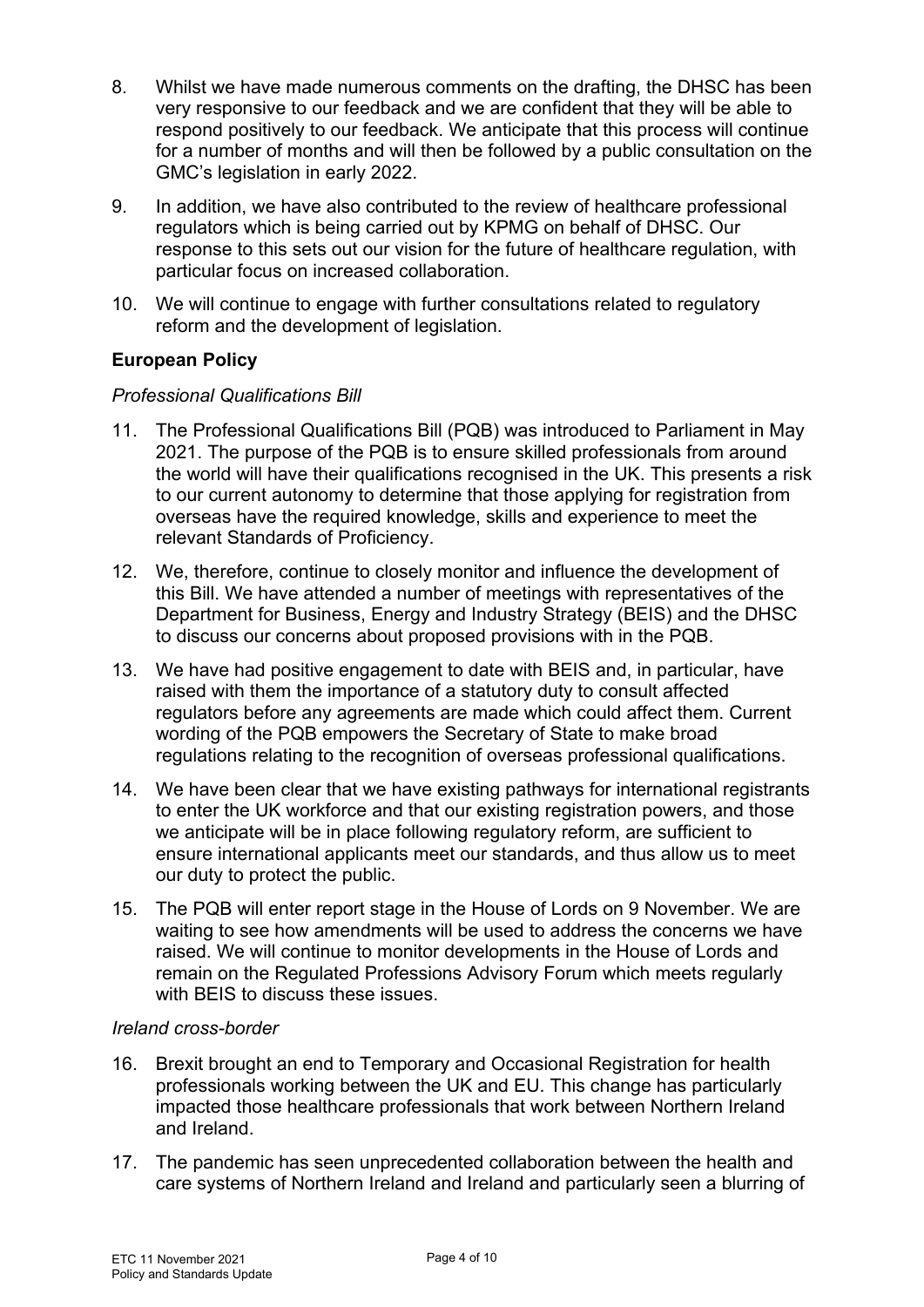8. Whilst we have made numerous comments on the drafting, the DHSC has been very responsive to our feedback and we are confident that they will be able to respond positively to our feedback. We anticipate that this process will continue for a number of months and will then be followed by a public consultation on the GMC's legislation in early 2022.

9. In addition, we have also contributed to the review of healthcare professional regulators which is being carried out by KPMG on behalf of DHSC. Our response to this sets out our vision for the future of healthcare regulation, with particular focus on increased collaboration.

10. We will continue to engage with further consultations related to regulatory reform and the development of legislation.

**European Policy**

*Professional Qualifications Bill*

11. The Professional Qualifications Bill (PQB) was introduced to Parliament in May 2021. The purpose of the PQB is to ensure skilled professionals from around the world will have their qualifications recognised in the UK. This presents a risk to our current autonomy to determine that those applying for registration from overseas have the required knowledge, skills and experience to meet the relevant Standards of Proficiency.

12. We, therefore, continue to closely monitor and influence the development of this Bill. We have attended a number of meetings with representatives of the Department for Business, Energy and Industry Strategy (BEIS) and the DHSC to discuss our concerns about proposed provisions with in the PQB.

13. We have had positive engagement to date with BEIS and, in particular, have raised with them the importance of a statutory duty to consult affected regulators before any agreements are made which could affect them. Current wording of the PQB empowers the Secretary of State to make broad regulations relating to the recognition of overseas professional qualifications.

14. We have been clear that we have existing pathways for international registrants to enter the UK workforce and that our existing registration powers, and those we anticipate will be in place following regulatory reform, are sufficient to ensure international applicants meet our standards, and thus allow us to meet our duty to protect the public.

15. The PQB will enter report stage in the House of Lords on 9 November. We are waiting to see how amendments will be used to address the concerns we have raised. We will continue to monitor developments in the House of Lords and remain on the Regulated Professions Advisory Forum which meets regularly with BEIS to discuss these issues.

*Ireland cross-border*

16. Brexit brought an end to Temporary and Occasional Registration for health professionals working between the UK and EU. This change has particularly impacted those healthcare professionals that work between Northern Ireland and Ireland.

17. The pandemic has seen unprecedented collaboration between the health and care systems of Northern Ireland and Ireland and particularly seen a blurring of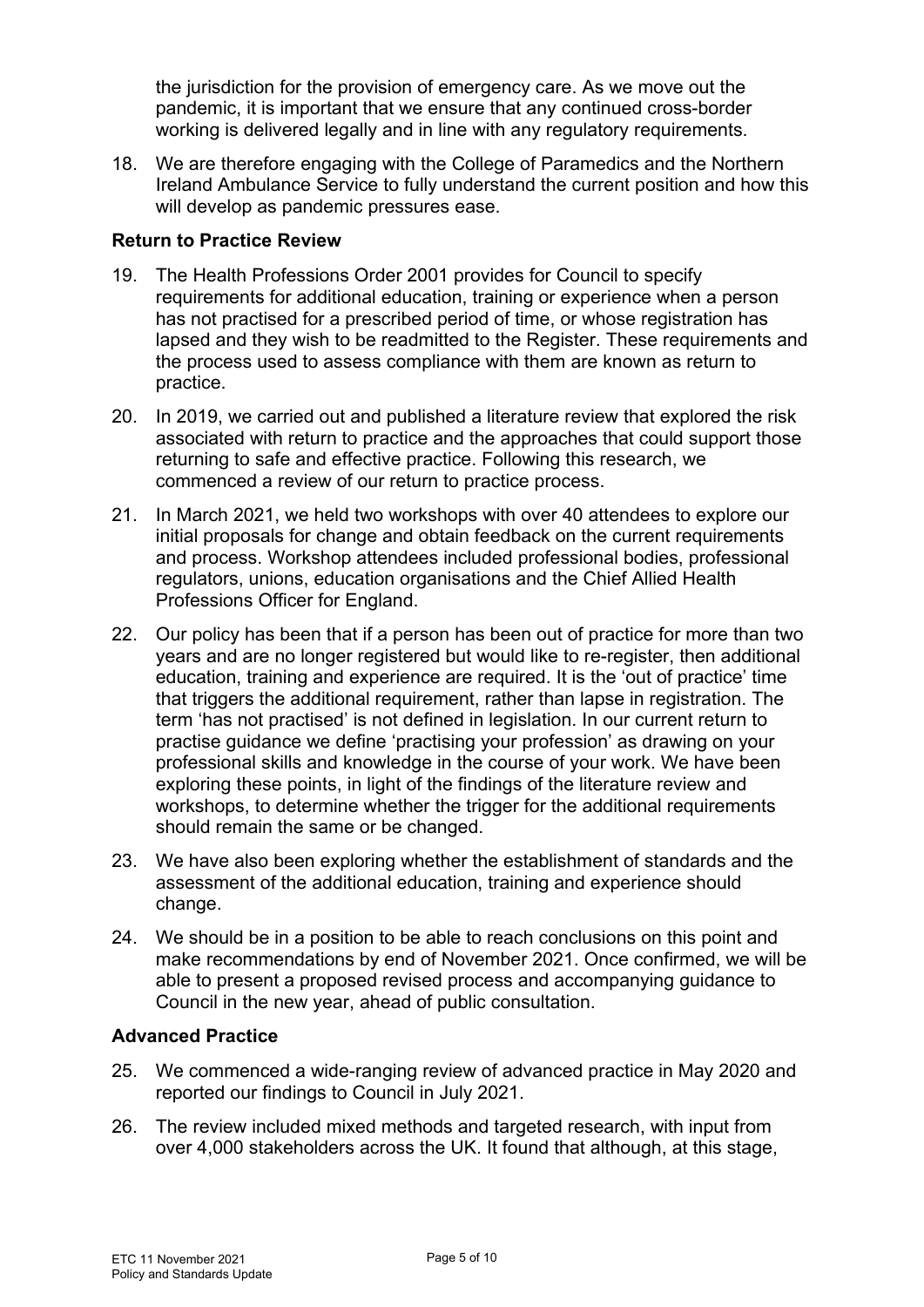the jurisdiction for the provision of emergency care. As we move out the pandemic, it is important that we ensure that any continued cross-border working is delivered legally and in line with any regulatory requirements.

18. We are therefore engaging with the College of Paramedics and the Northern Ireland Ambulance Service to fully understand the current position and how this will develop as pandemic pressures ease.

### Return to Practice Review

19. The Health Professions Order 2001 provides for Council to specify requirements for additional education, training or experience when a person has not practised for a prescribed period of time, or whose registration has lapsed and they wish to be readmitted to the Register. These requirements and the process used to assess compliance with them are known as return to practice.

20. In 2019, we carried out and published a literature review that explored the risk associated with return to practice and the approaches that could support those returning to safe and effective practice. Following this research, we commenced a review of our return to practice process.

21. In March 2021, we held two workshops with over 40 attendees to explore our initial proposals for change and obtain feedback on the current requirements and process. Workshop attendees included professional bodies, professional regulators, unions, education organisations and the Chief Allied Health Professions Officer for England.

22. Our policy has been that if a person has been out of practice for more than two years and are no longer registered but would like to re-register, then additional education, training and experience are required. It is the 'out of practice' time that triggers the additional requirement, rather than lapse in registration. The term 'has not practised' is not defined in legislation. In our current return to practise guidance we define 'practising your profession' as drawing on your professional skills and knowledge in the course of your work. We have been exploring these points, in light of the findings of the literature review and workshops, to determine whether the trigger for the additional requirements should remain the same or be changed.

23. We have also been exploring whether the establishment of standards and the assessment of the additional education, training and experience should change.

24. We should be in a position to be able to reach conclusions on this point and make recommendations by end of November 2021. Once confirmed, we will be able to present a proposed revised process and accompanying guidance to Council in the new year, ahead of public consultation.

### Advanced Practice

25. We commenced a wide-ranging review of advanced practice in May 2020 and reported our findings to Council in July 2021.

26. The review included mixed methods and targeted research, with input from over 4,000 stakeholders across the UK. It found that although, at this stage,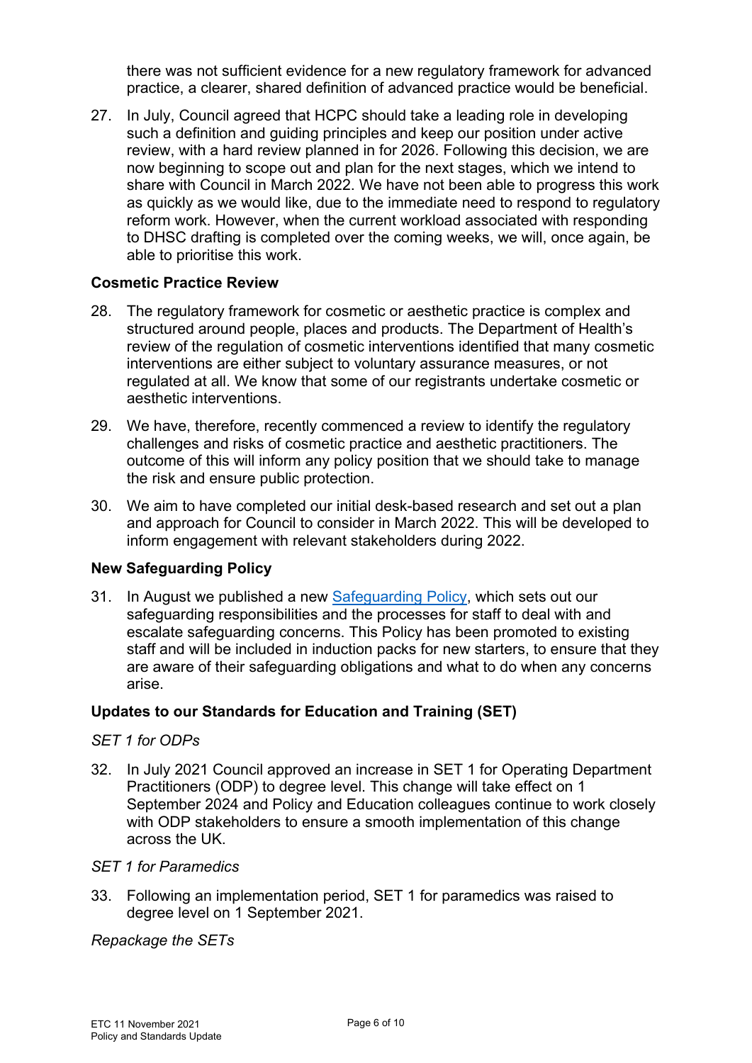there was not sufficient evidence for a new regulatory framework for advanced practice, a clearer, shared definition of advanced practice would be beneficial.

27. In July, Council agreed that HCPC should take a leading role in developing such a definition and guiding principles and keep our position under active review, with a hard review planned in for 2026. Following this decision, we are now beginning to scope out and plan for the next stages, which we intend to share with Council in March 2022. We have not been able to progress this work as quickly as we would like, due to the immediate need to respond to regulatory reform work. However, when the current workload associated with responding to DHSC drafting is completed over the coming weeks, we will, once again, be able to prioritise this work.

**Cosmetic Practice Review**

28. The regulatory framework for cosmetic or aesthetic practice is complex and structured around people, places and products. The Department of Health's review of the regulation of cosmetic interventions identified that many cosmetic interventions are either subject to voluntary assurance measures, or not regulated at all. We know that some of our registrants undertake cosmetic or aesthetic interventions.

29. We have, therefore, recently commenced a review to identify the regulatory challenges and risks of cosmetic practice and aesthetic practitioners. The outcome of this will inform any policy position that we should take to manage the risk and ensure public protection.

30. We aim to have completed our initial desk-based research and set out a plan and approach for Council to consider in March 2022. This will be developed to inform engagement with relevant stakeholders during 2022.

**New Safeguarding Policy**

31. In August we published a new [Safeguarding Policy](), which sets out our safeguarding responsibilities and the processes for staff to deal with and escalate safeguarding concerns. This Policy has been promoted to existing staff and will be included in induction packs for new starters, to ensure that they are aware of their safeguarding obligations and what to do when any concerns arise.

**Updates to our Standards for Education and Training (SET)**

*SET 1 for ODPs*

32. In July 2021 Council approved an increase in SET 1 for Operating Department Practitioners (ODP) to degree level. This change will take effect on 1 September 2024 and Policy and Education colleagues continue to work closely with ODP stakeholders to ensure a smooth implementation of this change across the UK.

*SET 1 for Paramedics*

33. Following an implementation period, SET 1 for paramedics was raised to degree level on 1 September 2021.

*Repackage the SETs*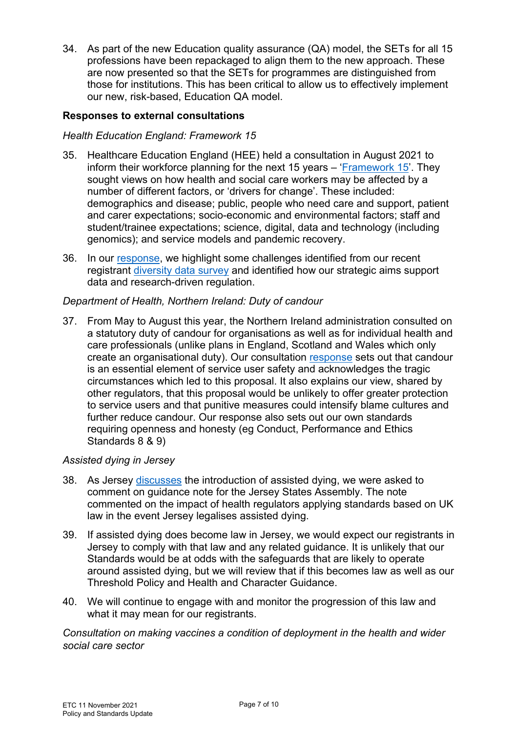34. As part of the new Education quality assurance (QA) model, the SETs for all 15 professions have been repackaged to align them to the new approach. These are now presented so that the SETs for programmes are distinguished from those for institutions. This has been critical to allow us to effectively implement our new, risk-based, Education QA model.

**Responses to external consultations**

*Health Education England: Framework 15*

35. Healthcare Education England (HEE) held a consultation in August 2021 to inform their workforce planning for the next 15 years – 'Framework 15'. They sought views on how health and social care workers may be affected by a number of different factors, or 'drivers for change'. These included: demographics and disease; public, people who need care and support, patient and carer expectations; socio-economic and environmental factors; staff and student/trainee expectations; science, digital, data and technology (including genomics); and service models and pandemic recovery.

36. In our response, we highlight some challenges identified from our recent registrant diversity data survey and identified how our strategic aims support data and research-driven regulation.

*Department of Health, Northern Ireland: Duty of candour*

37. From May to August this year, the Northern Ireland administration consulted on a statutory duty of candour for organisations as well as for individual health and care professionals (unlike plans in England, Scotland and Wales which only create an organisational duty). Our consultation response sets out that candour is an essential element of service user safety and acknowledges the tragic circumstances which led to this proposal. It also explains our view, shared by other regulators, that this proposal would be unlikely to offer greater protection to service users and that punitive measures could intensify blame cultures and further reduce candour. Our response also sets out our own standards requiring openness and honesty (eg Conduct, Performance and Ethics Standards 8 & 9)

*Assisted dying in Jersey*

38. As Jersey discusses the introduction of assisted dying, we were asked to comment on guidance note for the Jersey States Assembly. The note commented on the impact of health regulators applying standards based on UK law in the event Jersey legalises assisted dying.

39. If assisted dying does become law in Jersey, we would expect our registrants in Jersey to comply with that law and any related guidance. It is unlikely that our Standards would be at odds with the safeguards that are likely to operate around assisted dying, but we will review that if this becomes law as well as our Threshold Policy and Health and Character Guidance.

40. We will continue to engage with and monitor the progression of this law and what it may mean for our registrants.

*Consultation on making vaccines a condition of deployment in the health and wider social care sector*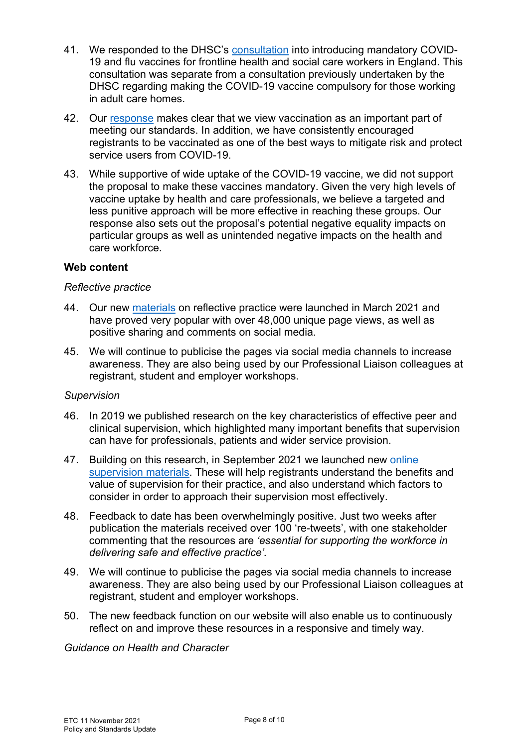41. We responded to the DHSC's consultation into introducing mandatory COVID-19 and flu vaccines for frontline health and social care workers in England. This consultation was separate from a consultation previously undertaken by the DHSC regarding making the COVID-19 vaccine compulsory for those working in adult care homes.

42. Our response makes clear that we view vaccination as an important part of meeting our standards. In addition, we have consistently encouraged registrants to be vaccinated as one of the best ways to mitigate risk and protect service users from COVID-19.

43. While supportive of wide uptake of the COVID-19 vaccine, we did not support the proposal to make these vaccines mandatory. Given the very high levels of vaccine uptake by health and care professionals, we believe a targeted and less punitive approach will be more effective in reaching these groups. Our response also sets out the proposal's potential negative equality impacts on particular groups as well as unintended negative impacts on the health and care workforce.

**Web content**

*Reflective practice*

44. Our new materials on reflective practice were launched in March 2021 and have proved very popular with over 48,000 unique page views, as well as positive sharing and comments on social media.

45. We will continue to publicise the pages via social media channels to increase awareness. They are also being used by our Professional Liaison colleagues at registrant, student and employer workshops.

*Supervision*

46. In 2019 we published research on the key characteristics of effective peer and clinical supervision, which highlighted many important benefits that supervision can have for professionals, patients and wider service provision.

47. Building on this research, in September 2021 we launched new online supervision materials. These will help registrants understand the benefits and value of supervision for their practice, and also understand which factors to consider in order to approach their supervision most effectively.

48. Feedback to date has been overwhelmingly positive. Just two weeks after publication the materials received over 100 're-tweets', with one stakeholder commenting that the resources are *'essential for supporting the workforce in delivering safe and effective practice'*.

49. We will continue to publicise the pages via social media channels to increase awareness. They are also being used by our Professional Liaison colleagues at registrant, student and employer workshops.

50. The new feedback function on our website will also enable us to continuously reflect on and improve these resources in a responsive and timely way.

*Guidance on Health and Character*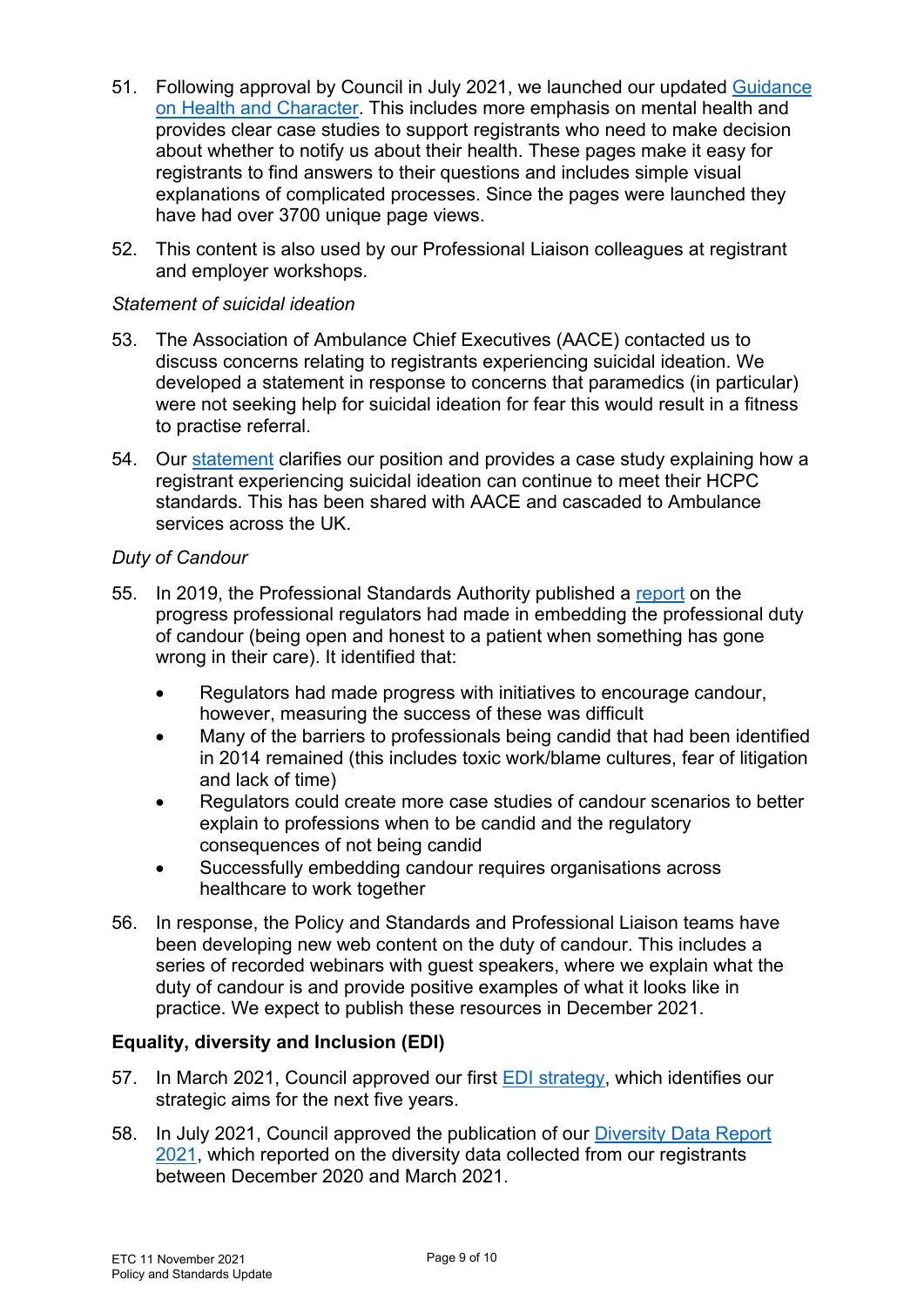51. Following approval by Council in July 2021, we launched our updated Guidance on Health and Character. This includes more emphasis on mental health and provides clear case studies to support registrants who need to make decision about whether to notify us about their health. These pages make it easy for registrants to find answers to their questions and includes simple visual explanations of complicated processes. Since the pages were launched they have had over 3700 unique page views.

52. This content is also used by our Professional Liaison colleagues at registrant and employer workshops.

*Statement of suicidal ideation*

53. The Association of Ambulance Chief Executives (AACE) contacted us to discuss concerns relating to registrants experiencing suicidal ideation. We developed a statement in response to concerns that paramedics (in particular) were not seeking help for suicidal ideation for fear this would result in a fitness to practise referral.

54. Our statement clarifies our position and provides a case study explaining how a registrant experiencing suicidal ideation can continue to meet their HCPC standards. This has been shared with AACE and cascaded to Ambulance services across the UK.

*Duty of Candour*

55. In 2019, the Professional Standards Authority published a report on the progress professional regulators had made in embedding the professional duty of candour (being open and honest to a patient when something has gone wrong in their care). It identified that:
    - Regulators had made progress with initiatives to encourage candour, however, measuring the success of these was difficult
    - Many of the barriers to professionals being candid that had been identified in 2014 remained (this includes toxic work/blame cultures, fear of litigation and lack of time)
    - Regulators could create more case studies of candour scenarios to better explain to professions when to be candid and the regulatory consequences of not being candid
    - Successfully embedding candour requires organisations across healthcare to work together

56. In response, the Policy and Standards and Professional Liaison teams have been developing new web content on the duty of candour. This includes a series of recorded webinars with guest speakers, where we explain what the duty of candour is and provide positive examples of what it looks like in practice. We expect to publish these resources in December 2021.

**Equality, diversity and Inclusion (EDI)**

57. In March 2021, Council approved our first EDI strategy, which identifies our strategic aims for the next five years.

58. In July 2021, Council approved the publication of our Diversity Data Report 2021, which reported on the diversity data collected from our registrants between December 2020 and March 2021.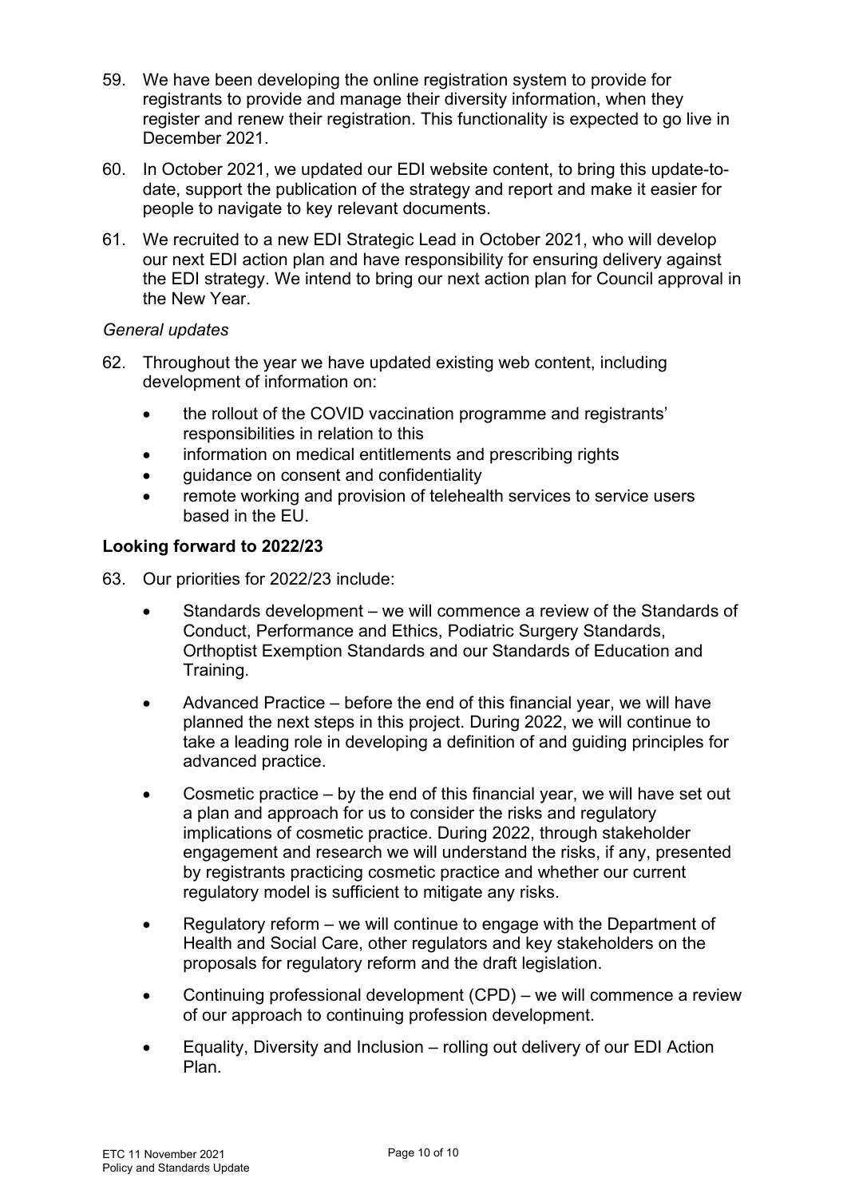59. We have been developing the online registration system to provide for registrants to provide and manage their diversity information, when they register and renew their registration. This functionality is expected to go live in December 2021.

60. In October 2021, we updated our EDI website content, to bring this update-to-date, support the publication of the strategy and report and make it easier for people to navigate to key relevant documents.

61. We recruited to a new EDI Strategic Lead in October 2021, who will develop our next EDI action plan and have responsibility for ensuring delivery against the EDI strategy. We intend to bring our next action plan for Council approval in the New Year.

*General updates*

62. Throughout the year we have updated existing web content, including development of information on:

    - the rollout of the COVID vaccination programme and registrants' responsibilities in relation to this
    - information on medical entitlements and prescribing rights
    - guidance on consent and confidentiality
    - remote working and provision of telehealth services to service users based in the EU.

**Looking forward to 2022/23**

63. Our priorities for 2022/23 include:

    - Standards development – we will commence a review of the Standards of Conduct, Performance and Ethics, Podiatric Surgery Standards, Orthoptist Exemption Standards and our Standards of Education and Training.
    - Advanced Practice – before the end of this financial year, we will have planned the next steps in this project. During 2022, we will continue to take a leading role in developing a definition of and guiding principles for advanced practice.
    - Cosmetic practice – by the end of this financial year, we will have set out a plan and approach for us to consider the risks and regulatory implications of cosmetic practice. During 2022, through stakeholder engagement and research we will understand the risks, if any, presented by registrants practicing cosmetic practice and whether our current regulatory model is sufficient to mitigate any risks.
    - Regulatory reform – we will continue to engage with the Department of Health and Social Care, other regulators and key stakeholders on the proposals for regulatory reform and the draft legislation.
    - Continuing professional development (CPD) – we will commence a review of our approach to continuing profession development.
    - Equality, Diversity and Inclusion – rolling out delivery of our EDI Action Plan.